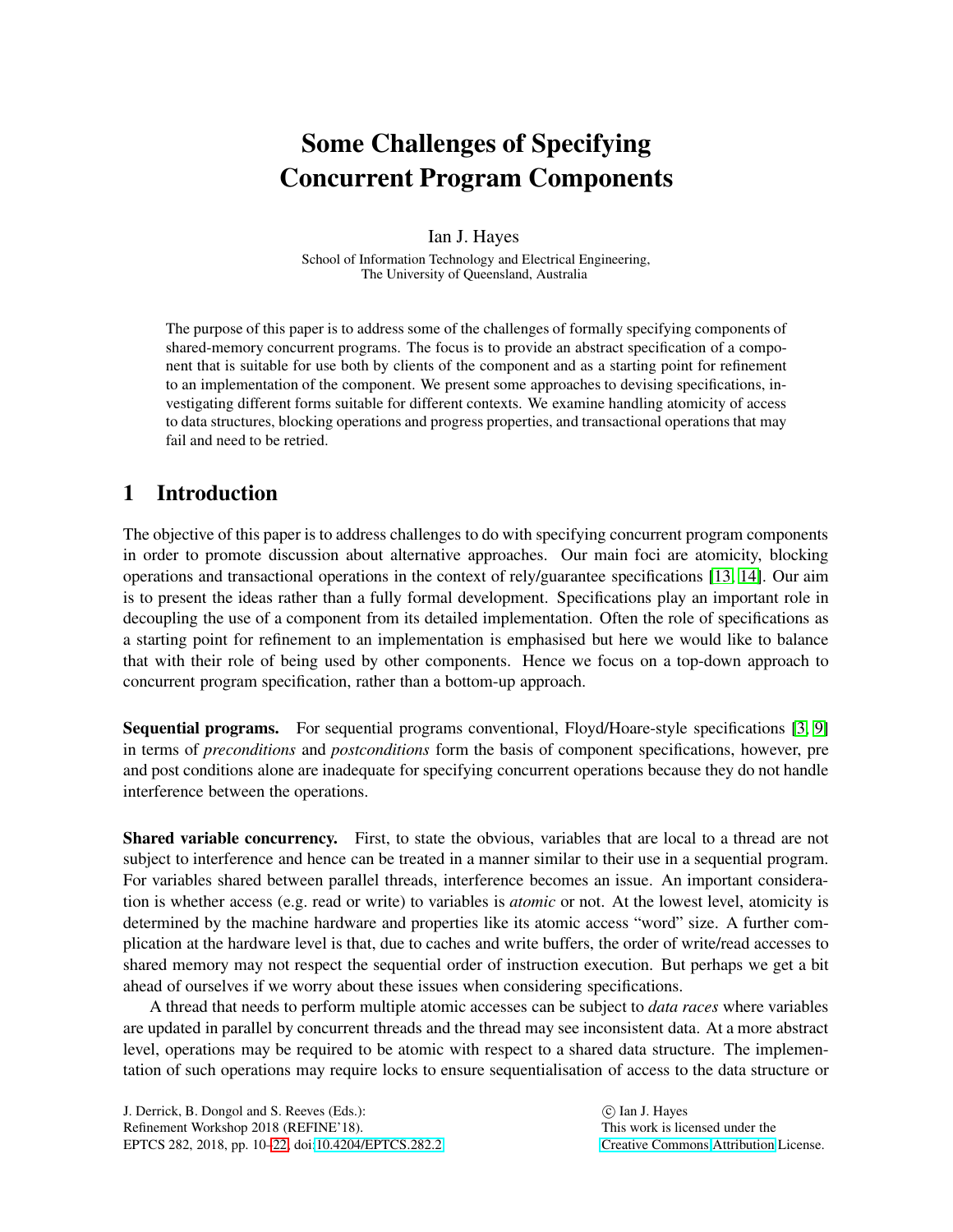# Some Challenges of Specifying Concurrent Program Components

Ian J. Hayes

School of Information Technology and Electrical Engineering,
The University of Queensland, Australia

The purpose of this paper is to address some of the challenges of formally specifying components of shared-memory concurrent programs. The focus is to provide an abstract specification of a component that is suitable for use both by clients of the component and as a starting point for refinement to an implementation of the component. We present some approaches to devising specifications, investigating different forms suitable for different contexts. We examine handling atomicity of access to data structures, blocking operations and progress properties, and transactional operations that may fail and need to be retried.

## 1 Introduction

The objective of this paper is to address challenges to do with specifying concurrent program components in order to promote discussion about alternative approaches. Our main foci are atomicity, blocking operations and transactional operations in the context of rely/guarantee specifications [13, 14]. Our aim is to present the ideas rather than a fully formal development. Specifications play an important role in decoupling the use of a component from its detailed implementation. Often the role of specifications as a starting point for refinement to an implementation is emphasised but here we would like to balance that with their role of being used by other components. Hence we focus on a top-down approach to concurrent program specification, rather than a bottom-up approach.

**Sequential programs.** For sequential programs conventional, Floyd/Hoare-style specifications [3, 9] in terms of *preconditions* and *postconditions* form the basis of component specifications, however, pre and post conditions alone are inadequate for specifying concurrent operations because they do not handle interference between the operations.

**Shared variable concurrency.** First, to state the obvious, variables that are local to a thread are not subject to interference and hence can be treated in a manner similar to their use in a sequential program. For variables shared between parallel threads, interference becomes an issue. An important consideration is whether access (e.g. read or write) to variables is *atomic* or not. At the lowest level, atomicity is determined by the machine hardware and properties like its atomic access "word" size. A further complication at the hardware level is that, due to caches and write buffers, the order of write/read accesses to shared memory may not respect the sequential order of instruction execution. But perhaps we get a bit ahead of ourselves if we worry about these issues when considering specifications.

A thread that needs to perform multiple atomic accesses can be subject to *data races* where variables are updated in parallel by concurrent threads and the thread may see inconsistent data. At a more abstract level, operations may be required to be atomic with respect to a shared data structure. The implementation of such operations may require locks to ensure sequentialisation of access to the data structure or

J. Derrick, B. Dongol and S. Reeves (Eds.):
Refinement Workshop 2018 (REFINE'18).
EPTCS 282, 2018, pp. 10–22, doi:10.4204/EPTCS.282.2

© Ian J. Hayes
This work is licensed under the
Creative Commons Attribution License.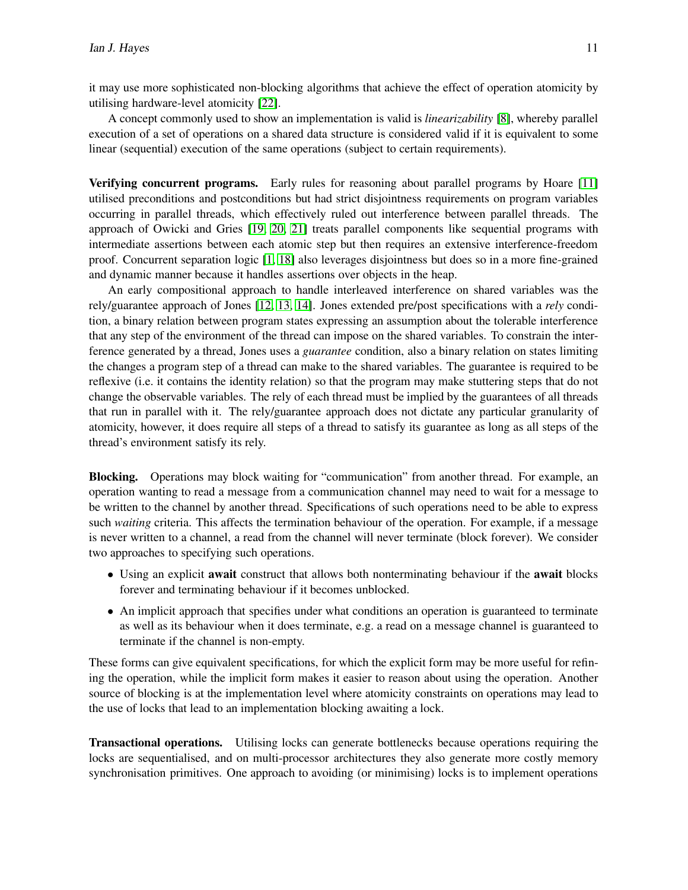it may use more sophisticated non-blocking algorithms that achieve the effect of operation atomicity by utilising hardware-level atomicity [22].

A concept commonly used to show an implementation is valid is *linearizability* [8], whereby parallel execution of a set of operations on a shared data structure is considered valid if it is equivalent to some linear (sequential) execution of the same operations (subject to certain requirements).

**Verifying concurrent programs.** Early rules for reasoning about parallel programs by Hoare [11] utilised preconditions and postconditions but had strict disjointness requirements on program variables occurring in parallel threads, which effectively ruled out interference between parallel threads. The approach of Owicki and Gries [19, 20, 21] treats parallel components like sequential programs with intermediate assertions between each atomic step but then requires an extensive interference-freedom proof. Concurrent separation logic [1, 18] also leverages disjointness but does so in a more fine-grained and dynamic manner because it handles assertions over objects in the heap.

An early compositional approach to handle interleaved interference on shared variables was the rely/guarantee approach of Jones [12, 13, 14]. Jones extended pre/post specifications with a *rely* condition, a binary relation between program states expressing an assumption about the tolerable interference that any step of the environment of the thread can impose on the shared variables. To constrain the interference generated by a thread, Jones uses a *guarantee* condition, also a binary relation on states limiting the changes a program step of a thread can make to the shared variables. The guarantee is required to be reflexive (i.e. it contains the identity relation) so that the program may make stuttering steps that do not change the observable variables. The rely of each thread must be implied by the guarantees of all threads that run in parallel with it. The rely/guarantee approach does not dictate any particular granularity of atomicity, however, it does require all steps of a thread to satisfy its guarantee as long as all steps of the thread's environment satisfy its rely.

**Blocking.** Operations may block waiting for "communication" from another thread. For example, an operation wanting to read a message from a communication channel may need to wait for a message to be written to the channel by another thread. Specifications of such operations need to be able to express such *waiting* criteria. This affects the termination behaviour of the operation. For example, if a message is never written to a channel, a read from the channel will never terminate (block forever). We consider two approaches to specifying such operations.

- Using an explicit **await** construct that allows both nonterminating behaviour if the **await** blocks forever and terminating behaviour if it becomes unblocked.
- An implicit approach that specifies under what conditions an operation is guaranteed to terminate as well as its behaviour when it does terminate, e.g. a read on a message channel is guaranteed to terminate if the channel is non-empty.

These forms can give equivalent specifications, for which the explicit form may be more useful for refining the operation, while the implicit form makes it easier to reason about using the operation. Another source of blocking is at the implementation level where atomicity constraints on operations may lead to the use of locks that lead to an implementation blocking awaiting a lock.

**Transactional operations.** Utilising locks can generate bottlenecks because operations requiring the locks are sequentialised, and on multi-processor architectures they also generate more costly memory synchronisation primitives. One approach to avoiding (or minimising) locks is to implement operations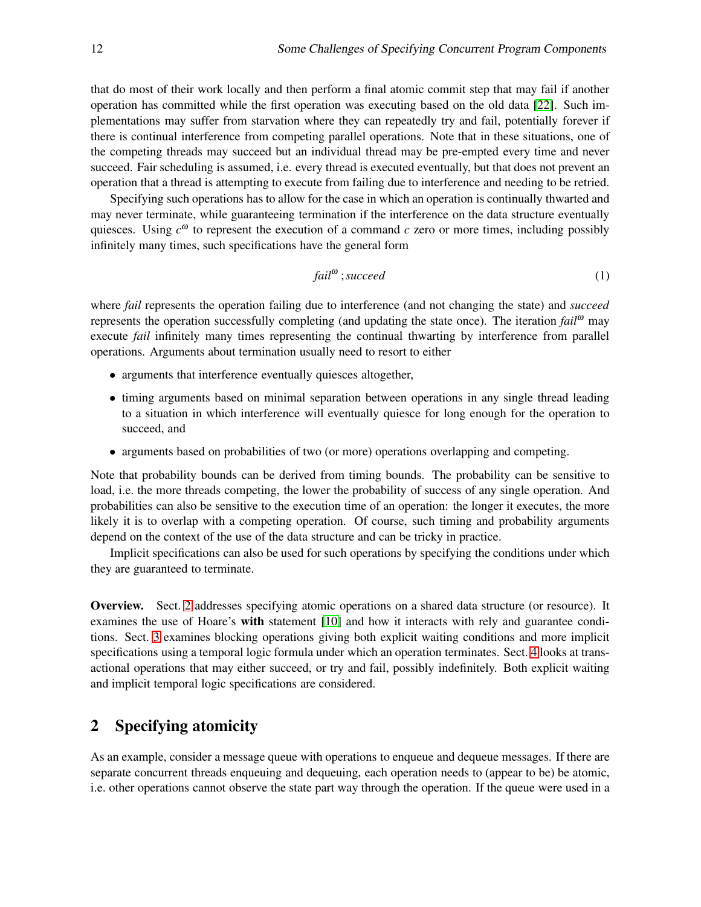that do most of their work locally and then perform a final atomic commit step that may fail if another operation has committed while the first operation was executing based on the old data [22]. Such implementations may suffer from starvation where they can repeatedly try and fail, potentially forever if there is continual interference from competing parallel operations. Note that in these situations, one of the competing threads may succeed but an individual thread may be pre-empted every time and never succeed. Fair scheduling is assumed, i.e. every thread is executed eventually, but that does not prevent an operation that a thread is attempting to execute from failing due to interference and needing to be retried.

Specifying such operations has to allow for the case in which an operation is continually thwarted and may never terminate, while guaranteeing termination if the interference on the data structure eventually quiesces. Using $c^{\omega}$ to represent the execution of a command $c$ zero or more times, including possibly infinitely many times, such specifications have the general form

$$fail^{\omega} \,; succeed \tag{1}$$

where *fail* represents the operation failing due to interference (and not changing the state) and *succeed* represents the operation successfully completing (and updating the state once). The iteration $fail^{\omega}$ may execute *fail* infinitely many times representing the continual thwarting by interference from parallel operations. Arguments about termination usually need to resort to either

- arguments that interference eventually quiesces altogether,
- timing arguments based on minimal separation between operations in any single thread leading to a situation in which interference will eventually quiesce for long enough for the operation to succeed, and
- arguments based on probabilities of two (or more) operations overlapping and competing.

Note that probability bounds can be derived from timing bounds. The probability can be sensitive to load, i.e. the more threads competing, the lower the probability of success of any single operation. And probabilities can also be sensitive to the execution time of an operation: the longer it executes, the more likely it is to overlap with a competing operation. Of course, such timing and probability arguments depend on the context of the use of the data structure and can be tricky in practice.

Implicit specifications can also be used for such operations by specifying the conditions under which they are guaranteed to terminate.

**Overview.** Sect. 2 addresses specifying atomic operations on a shared data structure (or resource). It examines the use of Hoare's **with** statement [10] and how it interacts with rely and guarantee conditions. Sect. 3 examines blocking operations giving both explicit waiting conditions and more implicit specifications using a temporal logic formula under which an operation terminates. Sect. 4 looks at transactional operations that may either succeed, or try and fail, possibly indefinitely. Both explicit waiting and implicit temporal logic specifications are considered.

## 2 Specifying atomicity

As an example, consider a message queue with operations to enqueue and dequeue messages. If there are separate concurrent threads enqueuing and dequeuing, each operation needs to (appear to be) be atomic, i.e. other operations cannot observe the state part way through the operation. If the queue were used in a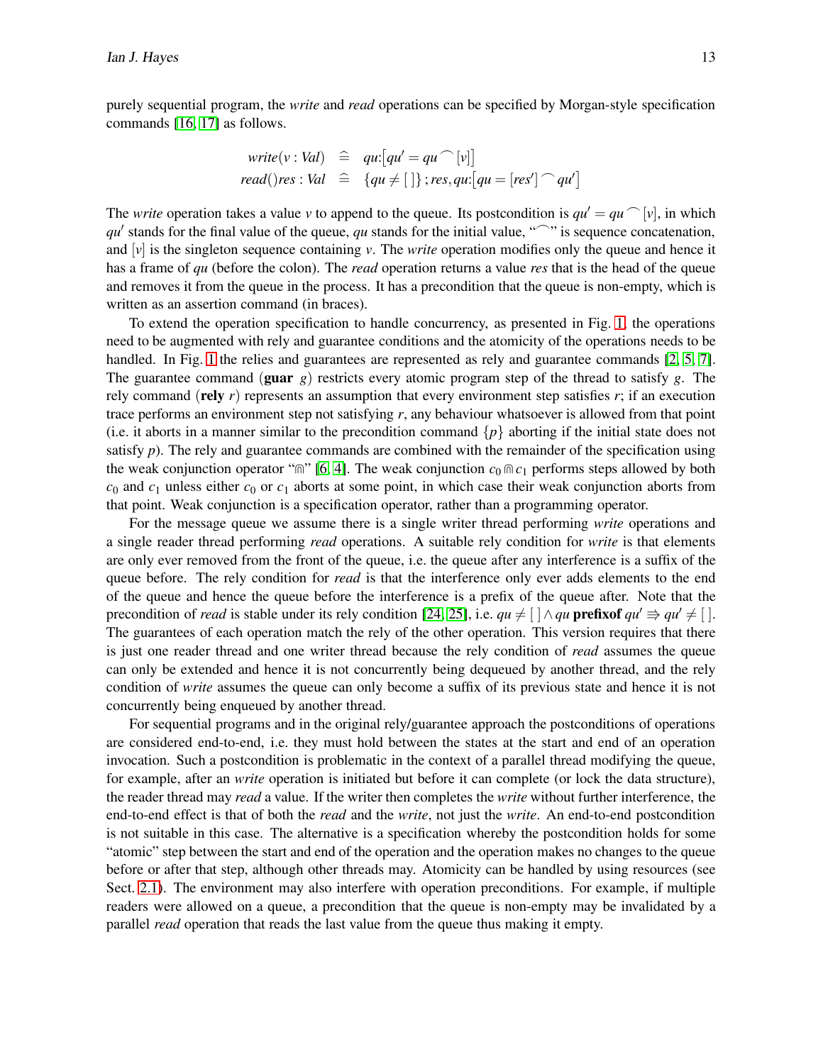purely sequential program, the *write* and *read* operations can be specified by Morgan-style specification commands [16, 17] as follows.

$$
\begin{array}{rcl}
\mathit{write}(v : \mathit{Val}) & \mathrel{\widehat{=}} & qu{:}\big[qu' = qu \frown [v]\big] \\
\mathit{read}()\mathit{res} : \mathit{Val} & \mathrel{\widehat{=}} & \{qu \neq [\,]\}\,;\mathit{res}, qu{:}\big[qu = [\mathit{res}'] \frown qu'\big]
\end{array}
$$

The *write* operation takes a value $v$ to append to the queue. Its postcondition is $qu' = qu \frown [v]$, in which $qu'$ stands for the final value of the queue, $qu$ stands for the initial value, "$\frown$" is sequence concatenation, and $[v]$ is the singleton sequence containing $v$. The *write* operation modifies only the queue and hence it has a frame of $qu$ (before the colon). The *read* operation returns a value *res* that is the head of the queue and removes it from the queue in the process. It has a precondition that the queue is non-empty, which is written as an assertion command (in braces).

To extend the operation specification to handle concurrency, as presented in Fig. 1, the operations need to be augmented with rely and guarantee conditions and the atomicity of the operations needs to be handled. In Fig. 1 the relies and guarantees are represented as rely and guarantee commands [2, 5, 7]. The guarantee command (**guar** $g$) restricts every atomic program step of the thread to satisfy $g$. The rely command (**rely** $r$) represents an assumption that every environment step satisfies $r$; if an execution trace performs an environment step not satisfying $r$, any behaviour whatsoever is allowed from that point (i.e. it aborts in a manner similar to the precondition command $\{p\}$ aborting if the initial state does not satisfy $p$). The rely and guarantee commands are combined with the remainder of the specification using the weak conjunction operator "$\Cap$" [6, 4]. The weak conjunction $c_0 \Cap c_1$ performs steps allowed by both $c_0$ and $c_1$ unless either $c_0$ or $c_1$ aborts at some point, in which case their weak conjunction aborts from that point. Weak conjunction is a specification operator, rather than a programming operator.

For the message queue we assume there is a single writer thread performing *write* operations and a single reader thread performing *read* operations. A suitable rely condition for *write* is that elements are only ever removed from the front of the queue, i.e. the queue after any interference is a suffix of the queue before. The rely condition for *read* is that the interference only ever adds elements to the end of the queue and hence the queue before the interference is a prefix of the queue after. Note that the precondition of *read* is stable under its rely condition [24, 25], i.e. $qu \neq [\,] \wedge qu \;\mathbf{prefixof}\; qu' \Rightarrow qu' \neq [\,]$. The guarantees of each operation match the rely of the other operation. This version requires that there is just one reader thread and one writer thread because the rely condition of *read* assumes the queue can only be extended and hence it is not concurrently being dequeued by another thread, and the rely condition of *write* assumes the queue can only become a suffix of its previous state and hence it is not concurrently being enqueued by another thread.

For sequential programs and in the original rely/guarantee approach the postconditions of operations are considered end-to-end, i.e. they must hold between the states at the start and end of an operation invocation. Such a postcondition is problematic in the context of a parallel thread modifying the queue, for example, after an *write* operation is initiated but before it can complete (or lock the data structure), the reader thread may *read* a value. If the writer then completes the *write* without further interference, the end-to-end effect is that of both the *read* and the *write*, not just the *write*. An end-to-end postcondition is not suitable in this case. The alternative is a specification whereby the postcondition holds for some "atomic" step between the start and end of the operation and the operation makes no changes to the queue before or after that step, although other threads may. Atomicity can be handled by using resources (see Sect. 2.1). The environment may also interfere with operation preconditions. For example, if multiple readers were allowed on a queue, a precondition that the queue is non-empty may be invalidated by a parallel *read* operation that reads the last value from the queue thus making it empty.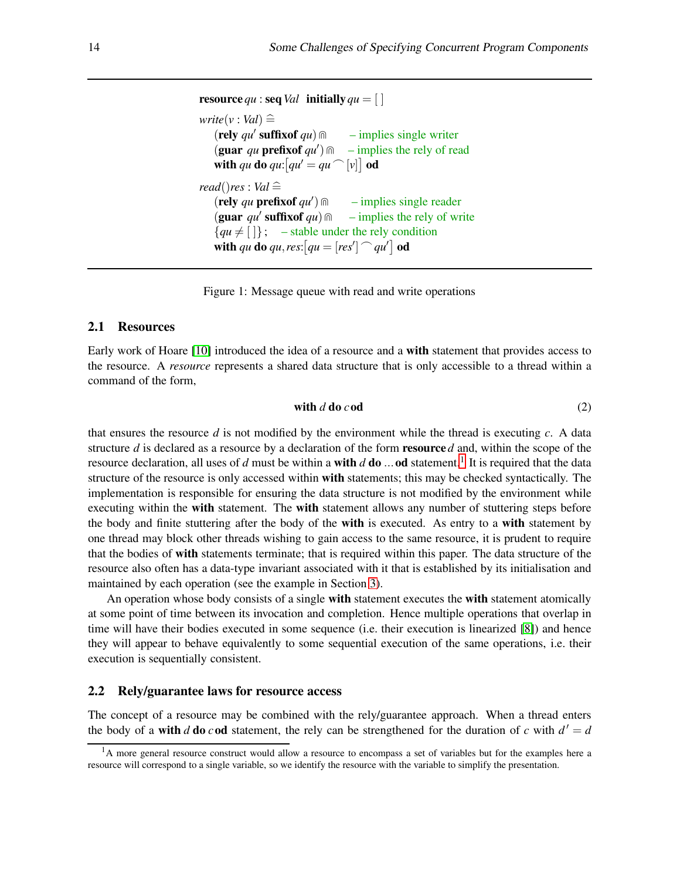$$
\begin{array}{l}
\textbf{resource}\ qu : \textbf{seq}\ Val \quad \textbf{initially}\ qu = [\,] \\[4pt]
write(v : Val) \mathrel{\widehat{=}} \\
\quad (\textbf{rely}\ qu'\ \textbf{suffixof}\ qu) \Cap \qquad \text{– implies single writer} \\
\quad (\textbf{guar}\ \ qu\ \textbf{prefixof}\ qu') \Cap \quad \text{– implies the rely of read} \\
\quad \textbf{with}\ qu\ \textbf{do}\ qu{:}\big[qu' = qu \frown [v]\big]\ \textbf{od} \\[4pt]
read()res : Val \mathrel{\widehat{=}} \\
\quad (\textbf{rely}\ qu\ \textbf{prefixof}\ qu') \Cap \qquad \text{– implies single reader} \\
\quad (\textbf{guar}\ \ qu'\ \textbf{suffixof}\ qu) \Cap \quad \text{– implies the rely of write} \\
\quad \{qu \neq [\,]\}\,; \quad \text{– stable under the rely condition} \\
\quad \textbf{with}\ qu\ \textbf{do}\ qu, res{:}\big[qu = [res'] \frown qu'\big]\ \textbf{od}
\end{array}
$$

Figure 1: Message queue with read and write operations

### 2.1 Resources

Early work of Hoare [10] introduced the idea of a resource and a **with** statement that provides access to the resource. A *resource* represents a shared data structure that is only accessible to a thread within a command of the form,

$$
\textbf{with}\ d\ \textbf{do}\ c\ \textbf{od} \tag{2}
$$

that ensures the resource $d$ is not modified by the environment while the thread is executing $c$. A data structure $d$ is declared as a resource by a declaration of the form **resource** $d$ and, within the scope of the resource declaration, all uses of $d$ must be within a **with** $d$ **do** ... **od** statement.[1] It is required that the data structure of the resource is only accessed within **with** statements; this may be checked syntactically. The implementation is responsible for ensuring the data structure is not modified by the environment while executing within the **with** statement. The **with** statement allows any number of stuttering steps before the body and finite stuttering after the body of the **with** is executed. As entry to a **with** statement by one thread may block other threads wishing to gain access to the same resource, it is prudent to require that the bodies of **with** statements terminate; that is required within this paper. The data structure of the resource also often has a data-type invariant associated with it that is established by its initialisation and maintained by each operation (see the example in Section 3).

An operation whose body consists of a single **with** statement executes the **with** statement atomically at some point of time between its invocation and completion. Hence multiple operations that overlap in time will have their bodies executed in some sequence (i.e. their execution is linearized [8]) and hence they will appear to behave equivalently to some sequential execution of the same operations, i.e. their execution is sequentially consistent.

### 2.2 Rely/guarantee laws for resource access

The concept of a resource may be combined with the rely/guarantee approach. When a thread enters the body of a **with** $d$ **do** $c$ **od** statement, the rely can be strengthened for the duration of $c$ with $d' = d$

[1] A more general resource construct would allow a resource to encompass a set of variables but for the examples here a resource will correspond to a single variable, so we identify the resource with the variable to simplify the presentation.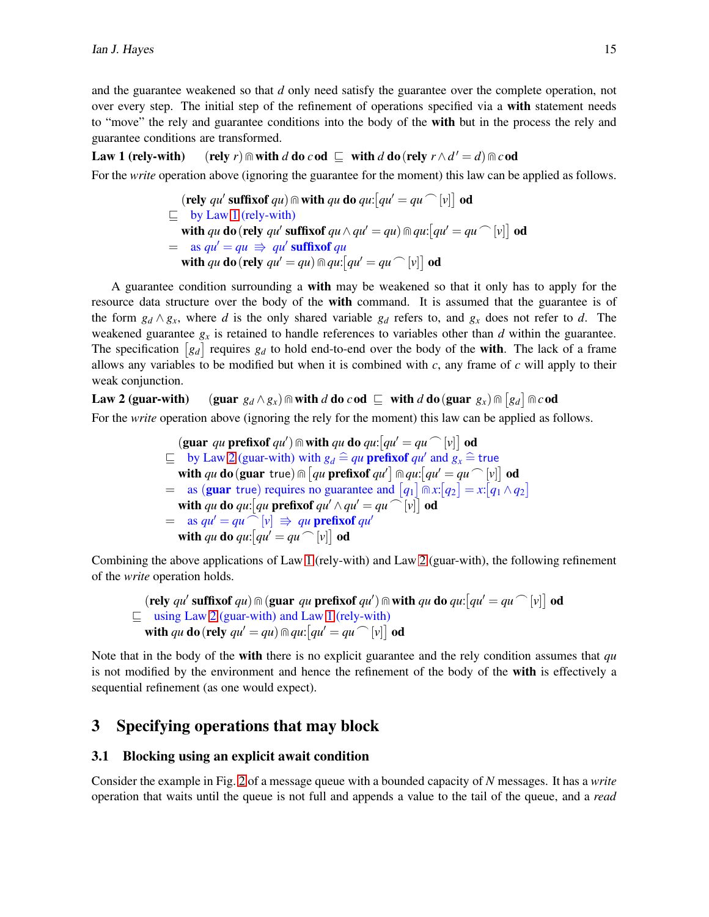and the guarantee weakened so that $d$ only need satisfy the guarantee over the complete operation, not over every step. The initial step of the refinement of operations specified via a **with** statement needs to "move" the rely and guarantee conditions into the body of the **with** but in the process the rely and guarantee conditions are transformed.

**Law 1 (rely-with)** $\quad (\mathbf{rely}\ r) \Cap \mathbf{with}\ d\ \mathbf{do}\ c\ \mathbf{od} \sqsubseteq \mathbf{with}\ d\ \mathbf{do}\ (\mathbf{rely}\ r \wedge d' = d) \Cap c\ \mathbf{od}$

For the *write* operation above (ignoring the guarantee for the moment) this law can be applied as follows.

$$
\begin{array}{ll}
& (\mathbf{rely}\ qu'\ \mathbf{suffixof}\ qu) \Cap \mathbf{with}\ qu\ \mathbf{do}\ qu{:}\big[qu' = qu \frown [v]\big]\ \mathbf{od} \\
\sqsubseteq & \text{by Law 1 (rely-with)} \\
& \mathbf{with}\ qu\ \mathbf{do}\ (\mathbf{rely}\ qu'\ \mathbf{suffixof}\ qu \wedge qu' = qu) \Cap qu{:}\big[qu' = qu \frown [v]\big]\ \mathbf{od} \\
= & \text{as } qu' = qu \Rightarrow qu'\ \mathbf{suffixof}\ qu \\
& \mathbf{with}\ qu\ \mathbf{do}\ (\mathbf{rely}\ qu' = qu) \Cap qu{:}\big[qu' = qu \frown [v]\big]\ \mathbf{od}
\end{array}
$$

A guarantee condition surrounding a **with** may be weakened so that it only has to apply for the resource data structure over the body of the **with** command. It is assumed that the guarantee is of the form $g_d \wedge g_x$, where $d$ is the only shared variable $g_d$ refers to, and $g_x$ does not refer to $d$. The weakened guarantee $g_x$ is retained to handle references to variables other than $d$ within the guarantee. The specification $\big[g_d\big]$ requires $g_d$ to hold end-to-end over the body of the **with**. The lack of a frame allows any variables to be modified but when it is combined with $c$, any frame of $c$ will apply to their weak conjunction.

**Law 2 (guar-with)** $\quad (\mathbf{guar}\ g_d \wedge g_x) \Cap \mathbf{with}\ d\ \mathbf{do}\ c\ \mathbf{od} \sqsubseteq \mathbf{with}\ d\ \mathbf{do}\ (\mathbf{guar}\ g_x) \Cap \big[g_d\big] \Cap c\ \mathbf{od}$

For the *write* operation above (ignoring the rely for the moment) this law can be applied as follows.

$$
\begin{array}{ll}
& (\mathbf{guar}\ qu\ \mathbf{prefixof}\ qu') \Cap \mathbf{with}\ qu\ \mathbf{do}\ qu{:}\big[qu' = qu \frown [v]\big]\ \mathbf{od} \\
\sqsubseteq & \text{by Law 2 (guar-with) with } g_d \mathrel{\widehat=} qu\ \mathbf{prefixof}\ qu' \text{ and } g_x \mathrel{\widehat=} \mathtt{true} \\
& \mathbf{with}\ qu\ \mathbf{do}\ (\mathbf{guar}\ \mathtt{true}) \Cap \big[qu\ \mathbf{prefixof}\ qu'\big] \Cap qu{:}\big[qu' = qu \frown [v]\big]\ \mathbf{od} \\
= & \text{as } (\mathbf{guar}\ \mathtt{true}) \text{ requires no guarantee and } \big[q_1\big] \Cap x{:}\big[q_2\big] = x{:}\big[q_1 \wedge q_2\big] \\
& \mathbf{with}\ qu\ \mathbf{do}\ qu{:}\big[qu\ \mathbf{prefixof}\ qu' \wedge qu' = qu \frown [v]\big]\ \mathbf{od} \\
= & \text{as } qu' = qu \frown [v] \Rightarrow qu\ \mathbf{prefixof}\ qu' \\
& \mathbf{with}\ qu\ \mathbf{do}\ qu{:}\big[qu' = qu \frown [v]\big]\ \mathbf{od}
\end{array}
$$

Combining the above applications of Law 1 (rely-with) and Law 2 (guar-with), the following refinement of the *write* operation holds.

$$
\begin{array}{ll}
& (\mathbf{rely}\ qu'\ \mathbf{suffixof}\ qu) \Cap (\mathbf{guar}\ qu\ \mathbf{prefixof}\ qu') \Cap \mathbf{with}\ qu\ \mathbf{do}\ qu{:}\big[qu' = qu \frown [v]\big]\ \mathbf{od} \\
\sqsubseteq & \text{using Law 2 (guar-with) and Law 1 (rely-with)} \\
& \mathbf{with}\ qu\ \mathbf{do}\ (\mathbf{rely}\ qu' = qu) \Cap qu{:}\big[qu' = qu \frown [v]\big]\ \mathbf{od}
\end{array}
$$

Note that in the body of the **with** there is no explicit guarantee and the rely condition assumes that $qu$ is not modified by the environment and hence the refinement of the body of the **with** is effectively a sequential refinement (as one would expect).

## 3 Specifying operations that may block

### 3.1 Blocking using an explicit await condition

Consider the example in Fig. 2 of a message queue with a bounded capacity of $N$ messages. It has a *write* operation that waits until the queue is not full and appends a value to the tail of the queue, and a *read*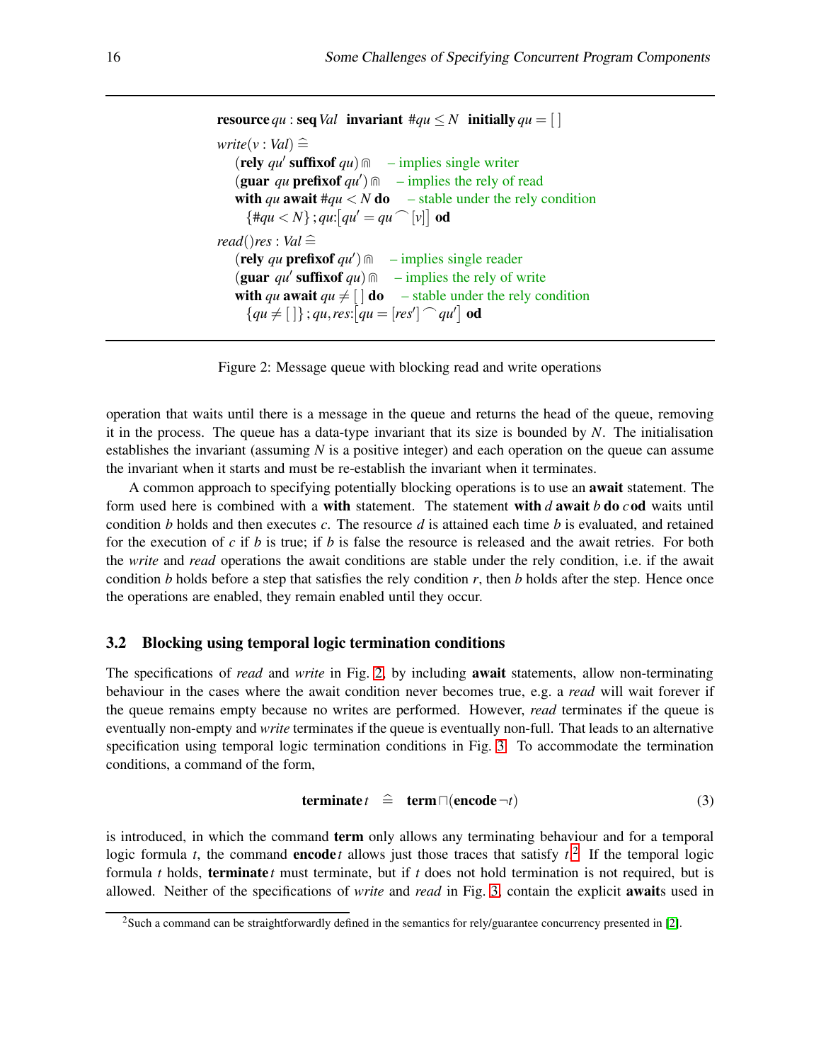$$
\begin{array}{l}
\textbf{resource}\, qu : \textbf{seq}\, Val \;\; \textbf{invariant}\; \#qu \leq N \;\; \textbf{initially}\, qu = [\,] \\[6pt]
write(v : Val) \mathrel{\widehat{=}} \\
\quad (\textbf{rely}\; qu' \;\textbf{suffixof}\; qu) \Cap \quad \text{– implies single writer} \\
\quad (\textbf{guar}\;\; qu \;\textbf{prefixof}\; qu') \Cap \quad \text{– implies the rely of read} \\
\quad \textbf{with}\; qu \;\textbf{await}\; \#qu < N \;\textbf{do} \quad \text{– stable under the rely condition} \\
\qquad \{\#qu < N\}\,;\, qu{:}\big[qu' = qu \frown [v]\big] \;\textbf{od} \\[6pt]
read()res : Val \mathrel{\widehat{=}} \\
\quad (\textbf{rely}\; qu \;\textbf{prefixof}\; qu') \Cap \quad \text{– implies single reader} \\
\quad (\textbf{guar}\;\; qu' \;\textbf{suffixof}\; qu) \Cap \quad \text{– implies the rely of write} \\
\quad \textbf{with}\; qu \;\textbf{await}\; qu \neq [\,] \;\textbf{do} \quad \text{– stable under the rely condition} \\
\qquad \{qu \neq [\,]\}\,;\, qu, res{:}\big[qu = [res'] \frown qu'\big] \;\textbf{od}
\end{array}
$$

Figure 2: Message queue with blocking read and write operations

operation that waits until there is a message in the queue and returns the head of the queue, removing it in the process. The queue has a data-type invariant that its size is bounded by $N$. The initialisation establishes the invariant (assuming $N$ is a positive integer) and each operation on the queue can assume the invariant when it starts and must be re-establish the invariant when it terminates.

A common approach to specifying potentially blocking operations is to use an **await** statement. The form used here is combined with a **with** statement. The statement **with** $d$ **await** $b$ **do** $c$ **od** waits until condition $b$ holds and then executes $c$. The resource $d$ is attained each time $b$ is evaluated, and retained for the execution of $c$ if $b$ is true; if $b$ is false the resource is released and the await retries. For both the *write* and *read* operations the await conditions are stable under the rely condition, i.e. if the await condition $b$ holds before a step that satisfies the rely condition $r$, then $b$ holds after the step. Hence once the operations are enabled, they remain enabled until they occur.

### 3.2 Blocking using temporal logic termination conditions

The specifications of *read* and *write* in Fig. 2, by including **await** statements, allow non-terminating behaviour in the cases where the await condition never becomes true, e.g. a *read* will wait forever if the queue remains empty because no writes are performed. However, *read* terminates if the queue is eventually non-empty and *write* terminates if the queue is eventually non-full. That leads to an alternative specification using temporal logic termination conditions in Fig. 3. To accommodate the termination conditions, a command of the form,

$$
\textbf{terminate}\, t \;\;\widehat{=}\;\; \textbf{term} \sqcap (\textbf{encode}\, \neg t) \tag{3}
$$

is introduced, in which the command **term** only allows any terminating behaviour and for a temporal logic formula $t$, the command **encode** $t$ allows just those traces that satisfy $t$.[2] If the temporal logic formula $t$ holds, **terminate** $t$ must terminate, but if $t$ does not hold termination is not required, but is allowed. Neither of the specifications of *write* and *read* in Fig. 3, contain the explicit **await**s used in

[2]Such a command can be straightforwardly defined in the semantics for rely/guarantee concurrency presented in [2].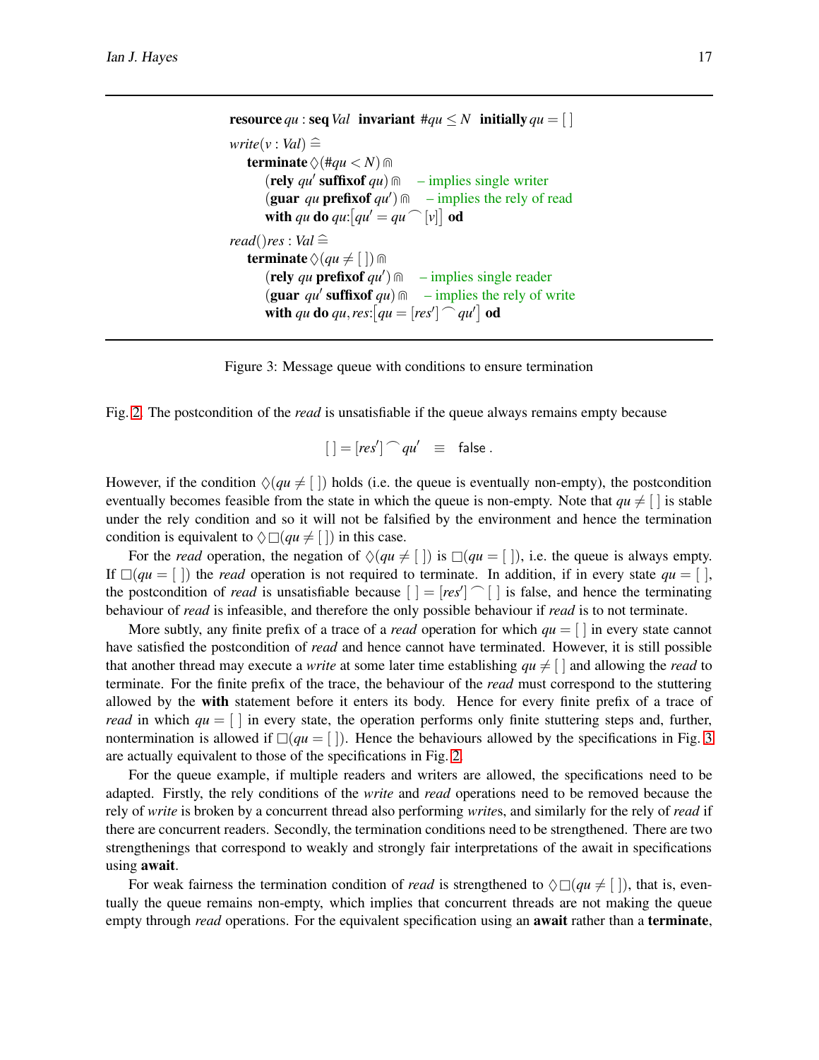$$
\begin{array}{l}
\textbf{resource}\; qu : \textbf{seq}\, Val \;\; \textbf{invariant}\; \#qu \leq N \;\; \textbf{initially}\; qu = [\,] \\
write(v : Val) \mathrel{\widehat=} \\
\quad \textbf{terminate}\, \Diamond(\#qu < N) \Cap \\
\quad\quad (\textbf{rely}\; qu' \;\textbf{suffixof}\; qu) \Cap \quad \text{– implies single writer} \\
\quad\quad (\textbf{guar}\;\; qu \;\textbf{prefixof}\; qu') \Cap \quad \text{– implies the rely of read} \\
\quad\quad \textbf{with}\; qu \;\textbf{do}\; qu{:}\big[qu' = qu \frown [v]\big] \;\textbf{od} \\
read()res : Val \mathrel{\widehat=} \\
\quad \textbf{terminate}\, \Diamond(qu \neq [\,]) \Cap \\
\quad\quad (\textbf{rely}\; qu \;\textbf{prefixof}\; qu') \Cap \quad \text{– implies single reader} \\
\quad\quad (\textbf{guar}\;\; qu' \;\textbf{suffixof}\; qu) \Cap \quad \text{– implies the rely of write} \\
\quad\quad \textbf{with}\; qu \;\textbf{do}\; qu, res{:}\big[qu = [res'] \frown qu'\big] \;\textbf{od}
\end{array}
$$

Figure 3: Message queue with conditions to ensure termination

Fig. 2. The postcondition of the *read* is unsatisfiable if the queue always remains empty because

$$[\,] = [res'] \frown qu' \quad \equiv \quad \mathsf{false}\,.$$

However, if the condition $\Diamond(qu \neq [\,])$ holds (i.e. the queue is eventually non-empty), the postcondition eventually becomes feasible from the state in which the queue is non-empty. Note that $qu \neq [\,]$ is stable under the rely condition and so it will not be falsified by the environment and hence the termination condition is equivalent to $\Diamond\Box(qu \neq [\,])$ in this case.

For the *read* operation, the negation of $\Diamond(qu \neq [\,])$ is $\Box(qu = [\,])$, i.e. the queue is always empty. If $\Box(qu = [\,])$ the *read* operation is not required to terminate. In addition, if in every state $qu = [\,]$, the postcondition of *read* is unsatisfiable because $[\,] = [res'] \frown [\,]$ is false, and hence the terminating behaviour of *read* is infeasible, and therefore the only possible behaviour if *read* is to not terminate.

More subtly, any finite prefix of a trace of a *read* operation for which $qu = [\,]$ in every state cannot have satisfied the postcondition of *read* and hence cannot have terminated. However, it is still possible that another thread may execute a *write* at some later time establishing $qu \neq [\,]$ and allowing the *read* to terminate. For the finite prefix of the trace, the behaviour of the *read* must correspond to the stuttering allowed by the **with** statement before it enters its body. Hence for every finite prefix of a trace of *read* in which $qu = [\,]$ in every state, the operation performs only finite stuttering steps and, further, nontermination is allowed if $\Box(qu = [\,])$. Hence the behaviours allowed by the specifications in Fig. 3 are actually equivalent to those of the specifications in Fig. 2.

For the queue example, if multiple readers and writers are allowed, the specifications need to be adapted. Firstly, the rely conditions of the *write* and *read* operations need to be removed because the rely of *write* is broken by a concurrent thread also performing *write*s, and similarly for the rely of *read* if there are concurrent readers. Secondly, the termination conditions need to be strengthened. There are two strengthenings that correspond to weakly and strongly fair interpretations of the await in specifications using **await**.

For weak fairness the termination condition of *read* is strengthened to $\Diamond\Box(qu \neq [\,])$, that is, eventually the queue remains non-empty, which implies that concurrent threads are not making the queue empty through *read* operations. For the equivalent specification using an **await** rather than a **terminate**,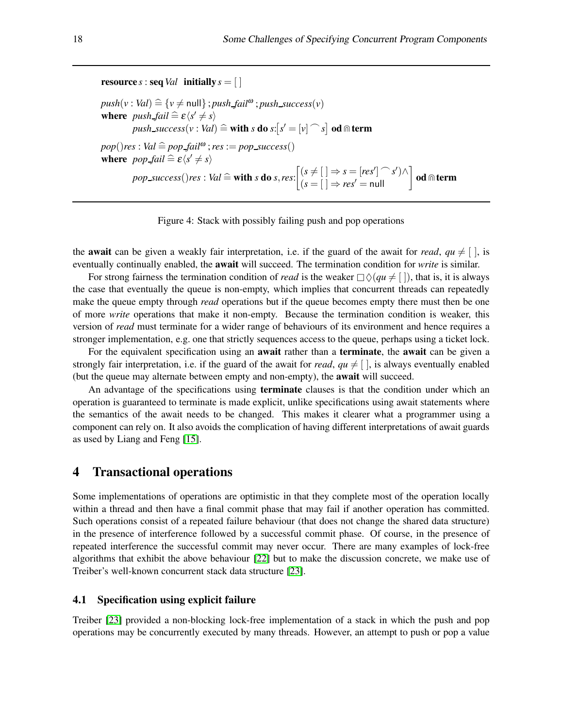$$\textbf{resource}\ s : \textbf{seq}\ Val \quad \textbf{initially}\ s = [\,]$$

$$push(v : Val) \mathrel{\widehat=} \{v \neq \mathsf{null}\}\,;push\_fail^{\omega}\,;push\_success(v)$$

$$\textbf{where}\quad push\_fail \mathrel{\widehat=} \epsilon\langle s' \neq s\rangle$$

$$\qquad push\_success(v : Val) \mathrel{\widehat=} \textbf{with}\ s\ \textbf{do}\ s{:}\big[s' = [v] \frown s\big]\ \textbf{od} \Cap \textbf{term}$$

$$pop()res : Val \mathrel{\widehat=} pop\_fail^{\omega}\,;res := pop\_success()$$

$$\textbf{where}\quad pop\_fail \mathrel{\widehat=} \epsilon\langle s' \neq s\rangle$$

$$\qquad pop\_success()res : Val \mathrel{\widehat=} \textbf{with}\ s\ \textbf{do}\ s,res{:}\begin{bmatrix}(s \neq [\,] \Rightarrow s = [res'] \frown s') \wedge \\ (s = [\,] \Rightarrow res' = \mathsf{null}\end{bmatrix}\ \textbf{od} \Cap \textbf{term}$$

Figure 4: Stack with possibly failing push and pop operations

the **await** can be given a weakly fair interpretation, i.e. if the guard of the await for *read*, $qu \neq [\,]$, is eventually continually enabled, the **await** will succeed. The termination condition for *write* is similar.

For strong fairness the termination condition of *read* is the weaker $\Box\Diamond(qu \neq [\,])$, that is, it is always the case that eventually the queue is non-empty, which implies that concurrent threads can repeatedly make the queue empty through *read* operations but if the queue becomes empty there must then be one of more *write* operations that make it non-empty. Because the termination condition is weaker, this version of *read* must terminate for a wider range of behaviours of its environment and hence requires a stronger implementation, e.g. one that strictly sequences access to the queue, perhaps using a ticket lock.

For the equivalent specification using an **await** rather than a **terminate**, the **await** can be given a strongly fair interpretation, i.e. if the guard of the await for *read*, $qu \neq [\,]$, is always eventually enabled (but the queue may alternate between empty and non-empty), the **await** will succeed.

An advantage of the specifications using **terminate** clauses is that the condition under which an operation is guaranteed to terminate is made explicit, unlike specifications using await statements where the semantics of the await needs to be changed. This makes it clearer what a programmer using a component can rely on. It also avoids the complication of having different interpretations of await guards as used by Liang and Feng [15].

## 4 Transactional operations

Some implementations of operations are optimistic in that they complete most of the operation locally within a thread and then have a final commit phase that may fail if another operation has committed. Such operations consist of a repeated failure behaviour (that does not change the shared data structure) in the presence of interference followed by a successful commit phase. Of course, in the presence of repeated interference the successful commit may never occur. There are many examples of lock-free algorithms that exhibit the above behaviour [22] but to make the discussion concrete, we make use of Treiber's well-known concurrent stack data structure [23].

### 4.1 Specification using explicit failure

Treiber [23] provided a non-blocking lock-free implementation of a stack in which the push and pop operations may be concurrently executed by many threads. However, an attempt to push or pop a value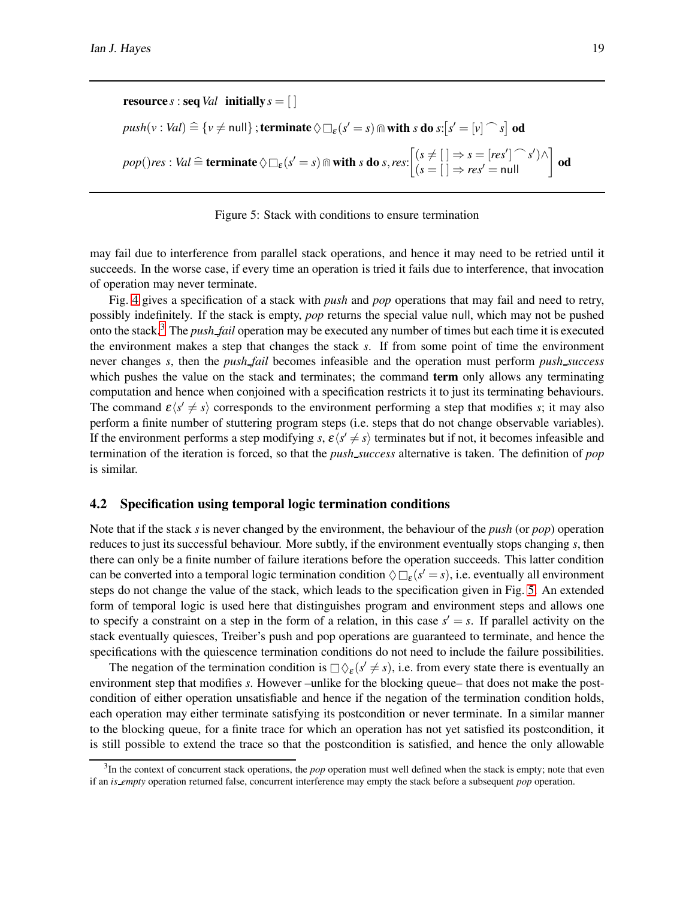$$\textbf{resource}\, s : \textbf{seq}\, Val \quad \textbf{initially}\, s = [\,]$$

$$push(v : Val) \mathrel{\widehat{=}} \{v \neq \mathsf{null}\}\,;\textbf{terminate}\,\Diamond\Box_{\varepsilon}(s' = s) \Cap \textbf{with}\ s\ \textbf{do}\ s{:}\big[s' = [v] \frown s\big]\ \textbf{od}$$

$$pop()res : Val \mathrel{\widehat{=}} \textbf{terminate}\,\Diamond\Box_{\varepsilon}(s' = s) \Cap \textbf{with}\ s\ \textbf{do}\ s, res{:}\begin{bmatrix}(s \neq [\,] \Rightarrow s = [res'] \frown s') \wedge \\ (s = [\,] \Rightarrow res' = \mathsf{null}\end{bmatrix}\ \textbf{od}$$

Figure 5: Stack with conditions to ensure termination

may fail due to interference from parallel stack operations, and hence it may need to be retried until it succeeds. In the worse case, if every time an operation is tried it fails due to interference, that invocation of operation may never terminate.

Fig. 4 gives a specification of a stack with *push* and *pop* operations that may fail and need to retry, possibly indefinitely. If the stack is empty, *pop* returns the special value null, which may not be pushed onto the stack.[3] The *push_fail* operation may be executed any number of times but each time it is executed the environment makes a step that changes the stack $s$. If from some point of time the environment never changes $s$, then the *push_fail* becomes infeasible and the operation must perform *push_success* which pushes the value on the stack and terminates; the command **term** only allows any terminating computation and hence when conjoined with a specification restricts it to just its terminating behaviours. The command $\varepsilon\langle s' \neq s\rangle$ corresponds to the environment performing a step that modifies $s$; it may also perform a finite number of stuttering program steps (i.e. steps that do not change observable variables). If the environment performs a step modifying $s$, $\varepsilon\langle s' \neq s\rangle$ terminates but if not, it becomes infeasible and termination of the iteration is forced, so that the *push_success* alternative is taken. The definition of *pop* is similar.

## 4.2 Specification using temporal logic termination conditions

Note that if the stack $s$ is never changed by the environment, the behaviour of the *push* (or *pop*) operation reduces to just its successful behaviour. More subtly, if the environment eventually stops changing $s$, then there can only be a finite number of failure iterations before the operation succeeds. This latter condition can be converted into a temporal logic termination condition $\Diamond\Box_{\varepsilon}(s' = s)$, i.e. eventually all environment steps do not change the value of the stack, which leads to the specification given in Fig. 5. An extended form of temporal logic is used here that distinguishes program and environment steps and allows one to specify a constraint on a step in the form of a relation, in this case $s' = s$. If parallel activity on the stack eventually quiesces, Treiber's push and pop operations are guaranteed to terminate, and hence the specifications with the quiescence termination conditions do not need to include the failure possibilities.

The negation of the termination condition is $\Box\Diamond_{\varepsilon}(s' \neq s)$, i.e. from every state there is eventually an environment step that modifies $s$. However –unlike for the blocking queue– that does not make the postcondition of either operation unsatisfiable and hence if the negation of the termination condition holds, each operation may either terminate satisfying its postcondition or never terminate. In a similar manner to the blocking queue, for a finite trace for which an operation has not yet satisfied its postcondition, it is still possible to extend the trace so that the postcondition is satisfied, and hence the only allowable

[3] In the context of concurrent stack operations, the *pop* operation must well defined when the stack is empty; note that even if an *is_empty* operation returned false, concurrent interference may empty the stack before a subsequent *pop* operation.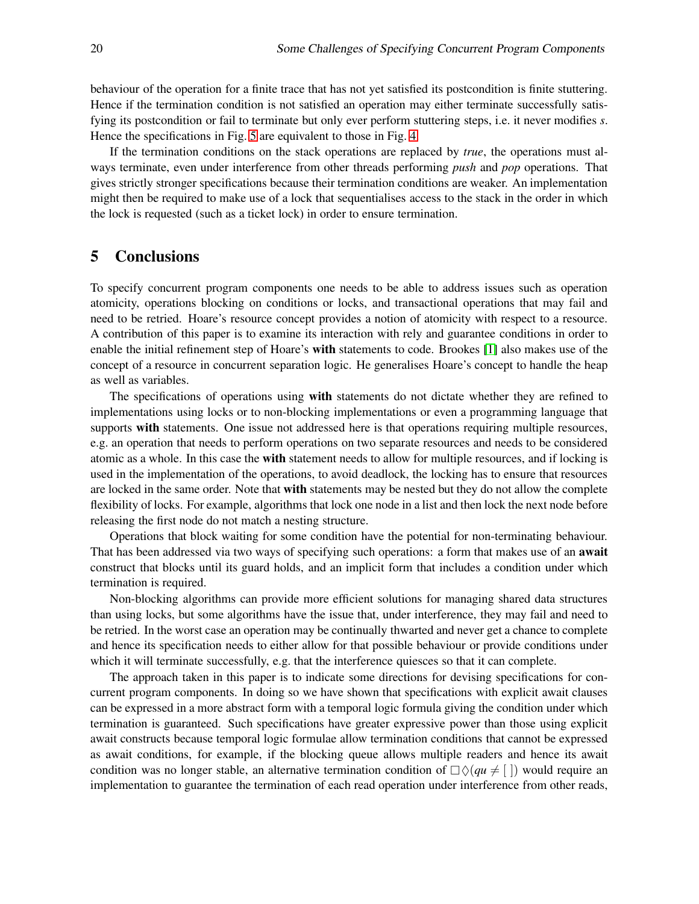behaviour of the operation for a finite trace that has not yet satisfied its postcondition is finite stuttering. Hence if the termination condition is not satisfied an operation may either terminate successfully satisfying its postcondition or fail to terminate but only ever perform stuttering steps, i.e. it never modifies $s$. Hence the specifications in Fig. 5 are equivalent to those in Fig. 4.

If the termination conditions on the stack operations are replaced by *true*, the operations must always terminate, even under interference from other threads performing *push* and *pop* operations. That gives strictly stronger specifications because their termination conditions are weaker. An implementation might then be required to make use of a lock that sequentialises access to the stack in the order in which the lock is requested (such as a ticket lock) in order to ensure termination.

## 5 Conclusions

To specify concurrent program components one needs to be able to address issues such as operation atomicity, operations blocking on conditions or locks, and transactional operations that may fail and need to be retried. Hoare's resource concept provides a notion of atomicity with respect to a resource. A contribution of this paper is to examine its interaction with rely and guarantee conditions in order to enable the initial refinement step of Hoare's **with** statements to code. Brookes [1] also makes use of the concept of a resource in concurrent separation logic. He generalises Hoare's concept to handle the heap as well as variables.

The specifications of operations using **with** statements do not dictate whether they are refined to implementations using locks or to non-blocking implementations or even a programming language that supports **with** statements. One issue not addressed here is that operations requiring multiple resources, e.g. an operation that needs to perform operations on two separate resources and needs to be considered atomic as a whole. In this case the **with** statement needs to allow for multiple resources, and if locking is used in the implementation of the operations, to avoid deadlock, the locking has to ensure that resources are locked in the same order. Note that **with** statements may be nested but they do not allow the complete flexibility of locks. For example, algorithms that lock one node in a list and then lock the next node before releasing the first node do not match a nesting structure.

Operations that block waiting for some condition have the potential for non-terminating behaviour. That has been addressed via two ways of specifying such operations: a form that makes use of an **await** construct that blocks until its guard holds, and an implicit form that includes a condition under which termination is required.

Non-blocking algorithms can provide more efficient solutions for managing shared data structures than using locks, but some algorithms have the issue that, under interference, they may fail and need to be retried. In the worst case an operation may be continually thwarted and never get a chance to complete and hence its specification needs to either allow for that possible behaviour or provide conditions under which it will terminate successfully, e.g. that the interference quiesces so that it can complete.

The approach taken in this paper is to indicate some directions for devising specifications for concurrent program components. In doing so we have shown that specifications with explicit await clauses can be expressed in a more abstract form with a temporal logic formula giving the condition under which termination is guaranteed. Such specifications have greater expressive power than those using explicit await constructs because temporal logic formulae allow termination conditions that cannot be expressed as await conditions, for example, if the blocking queue allows multiple readers and hence its await condition was no longer stable, an alternative termination condition of $\Box\Diamond(qu \neq [\,])$ would require an implementation to guarantee the termination of each read operation under interference from other reads,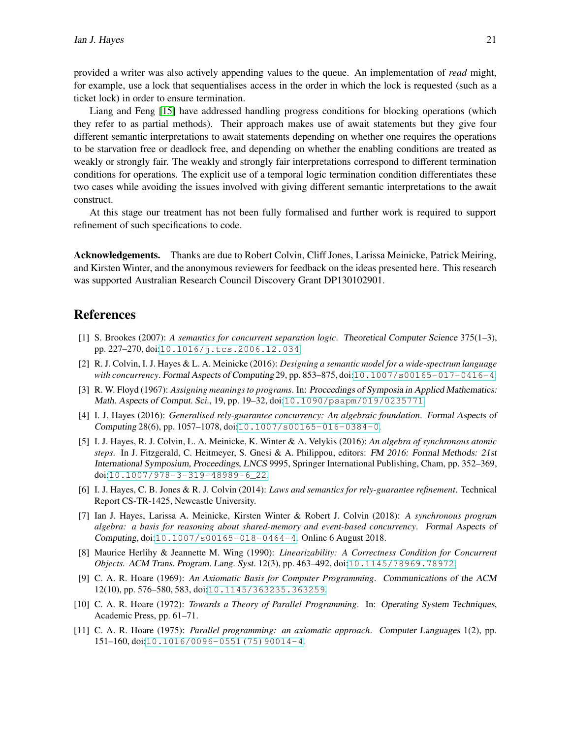provided a writer was also actively appending values to the queue. An implementation of *read* might, for example, use a lock that sequentialises access in the order in which the lock is requested (such as a ticket lock) in order to ensure termination.

Liang and Feng [15] have addressed handling progress conditions for blocking operations (which they refer to as partial methods). Their approach makes use of await statements but they give four different semantic interpretations to await statements depending on whether one requires the operations to be starvation free or deadlock free, and depending on whether the enabling conditions are treated as weakly or strongly fair. The weakly and strongly fair interpretations correspond to different termination conditions for operations. The explicit use of a temporal logic termination condition differentiates these two cases while avoiding the issues involved with giving different semantic interpretations to the await construct.

At this stage our treatment has not been fully formalised and further work is required to support refinement of such specifications to code.

**Acknowledgements.** Thanks are due to Robert Colvin, Cliff Jones, Larissa Meinicke, Patrick Meiring, and Kirsten Winter, and the anonymous reviewers for feedback on the ideas presented here. This research was supported Australian Research Council Discovery Grant DP130102901.

## References

[1] S. Brookes (2007): *A semantics for concurrent separation logic*. Theoretical Computer Science 375(1–3), pp. 227–270, doi:10.1016/j.tcs.2006.12.034.

[2] R. J. Colvin, I. J. Hayes & L. A. Meinicke (2016): *Designing a semantic model for a wide-spectrum language with concurrency*. Formal Aspects of Computing 29, pp. 853–875, doi:10.1007/s00165-017-0416-4.

[3] R. W. Floyd (1967): *Assigning meanings to programs*. In: Proceedings of Symposia in Applied Mathematics: Math. Aspects of Comput. Sci., 19, pp. 19–32, doi:10.1090/psapm/019/0235771.

[4] I. J. Hayes (2016): *Generalised rely-guarantee concurrency: An algebraic foundation*. Formal Aspects of Computing 28(6), pp. 1057–1078, doi:10.1007/s00165-016-0384-0.

[5] I. J. Hayes, R. J. Colvin, L. A. Meinicke, K. Winter & A. Velykis (2016): *An algebra of synchronous atomic steps*. In J. Fitzgerald, C. Heitmeyer, S. Gnesi & A. Philippou, editors: FM 2016: Formal Methods: 21st International Symposium, Proceedings, LNCS 9995, Springer International Publishing, Cham, pp. 352–369, doi:10.1007/978-3-319-48989-6_22.

[6] I. J. Hayes, C. B. Jones & R. J. Colvin (2014): *Laws and semantics for rely-guarantee refinement*. Technical Report CS-TR-1425, Newcastle University.

[7] Ian J. Hayes, Larissa A. Meinicke, Kirsten Winter & Robert J. Colvin (2018): *A synchronous program algebra: a basis for reasoning about shared-memory and event-based concurrency*. Formal Aspects of Computing, doi:10.1007/s00165-018-0464-4. Online 6 August 2018.

[8] Maurice Herlihy & Jeannette M. Wing (1990): *Linearizability: A Correctness Condition for Concurrent Objects*. ACM Trans. Program. Lang. Syst. 12(3), pp. 463–492, doi:10.1145/78969.78972.

[9] C. A. R. Hoare (1969): *An Axiomatic Basis for Computer Programming*. Communications of the ACM 12(10), pp. 576–580, 583, doi:10.1145/363235.363259.

[10] C. A. R. Hoare (1972): *Towards a Theory of Parallel Programming*. In: Operating System Techniques, Academic Press, pp. 61–71.

[11] C. A. R. Hoare (1975): *Parallel programming: an axiomatic approach*. Computer Languages 1(2), pp. 151–160, doi:10.1016/0096-0551(75)90014-4.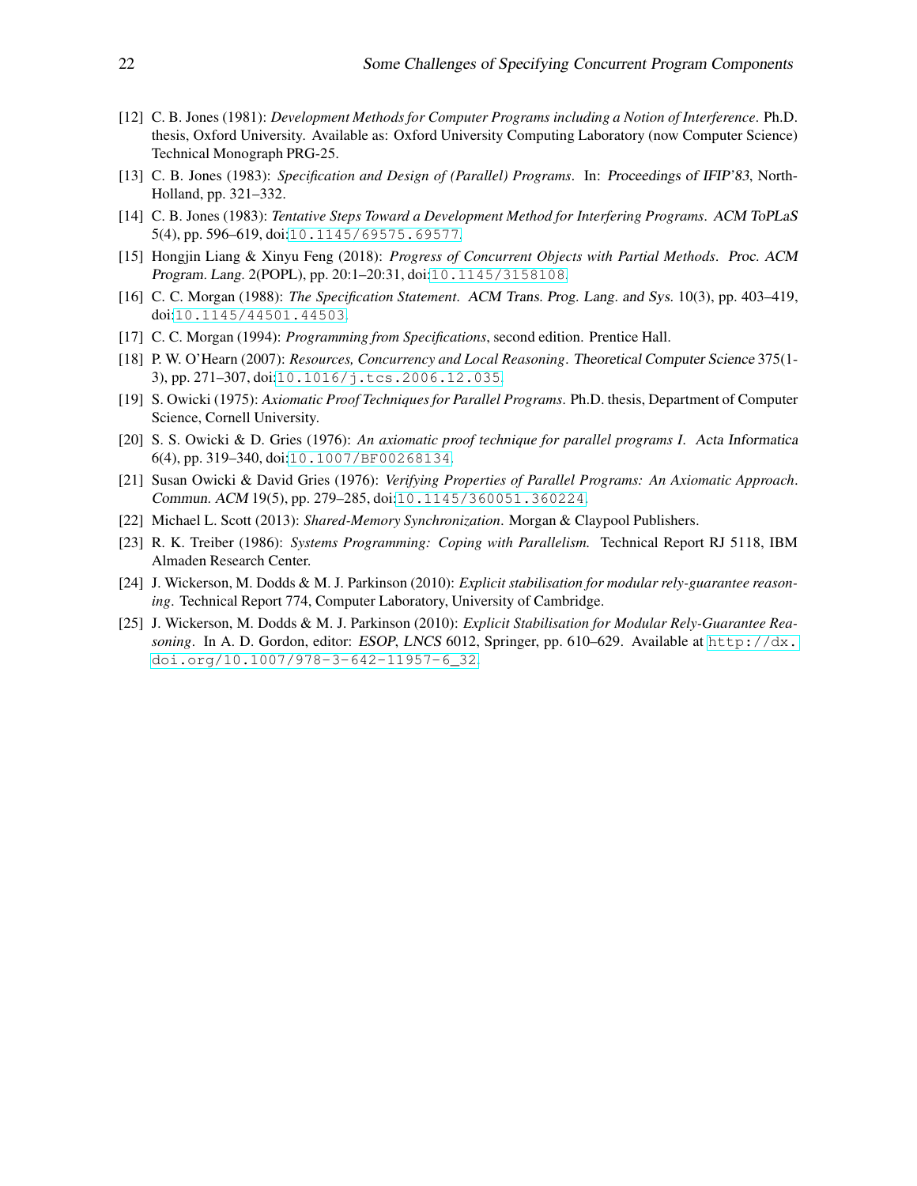[12] C. B. Jones (1981): *Development Methods for Computer Programs including a Notion of Interference*. Ph.D. thesis, Oxford University. Available as: Oxford University Computing Laboratory (now Computer Science) Technical Monograph PRG-25.

[13] C. B. Jones (1983): *Specification and Design of (Parallel) Programs*. In: Proceedings of IFIP'83, North-Holland, pp. 321–332.

[14] C. B. Jones (1983): *Tentative Steps Toward a Development Method for Interfering Programs*. ACM ToPLaS 5(4), pp. 596–619, doi:10.1145/69575.69577.

[15] Hongjin Liang & Xinyu Feng (2018): *Progress of Concurrent Objects with Partial Methods*. Proc. ACM Program. Lang. 2(POPL), pp. 20:1–20:31, doi:10.1145/3158108.

[16] C. C. Morgan (1988): *The Specification Statement*. ACM Trans. Prog. Lang. and Sys. 10(3), pp. 403–419, doi:10.1145/44501.44503.

[17] C. C. Morgan (1994): *Programming from Specifications*, second edition. Prentice Hall.

[18] P. W. O'Hearn (2007): *Resources, Concurrency and Local Reasoning*. Theoretical Computer Science 375(1-3), pp. 271–307, doi:10.1016/j.tcs.2006.12.035.

[19] S. Owicki (1975): *Axiomatic Proof Techniques for Parallel Programs*. Ph.D. thesis, Department of Computer Science, Cornell University.

[20] S. S. Owicki & D. Gries (1976): *An axiomatic proof technique for parallel programs I*. Acta Informatica 6(4), pp. 319–340, doi:10.1007/BF00268134.

[21] Susan Owicki & David Gries (1976): *Verifying Properties of Parallel Programs: An Axiomatic Approach*. Commun. ACM 19(5), pp. 279–285, doi:10.1145/360051.360224.

[22] Michael L. Scott (2013): *Shared-Memory Synchronization*. Morgan & Claypool Publishers.

[23] R. K. Treiber (1986): *Systems Programming: Coping with Parallelism.* Technical Report RJ 5118, IBM Almaden Research Center.

[24] J. Wickerson, M. Dodds & M. J. Parkinson (2010): *Explicit stabilisation for modular rely-guarantee reasoning*. Technical Report 774, Computer Laboratory, University of Cambridge.

[25] J. Wickerson, M. Dodds & M. J. Parkinson (2010): *Explicit Stabilisation for Modular Rely-Guarantee Reasoning*. In A. D. Gordon, editor: ESOP, LNCS 6012, Springer, pp. 610–629. Available at http://dx.doi.org/10.1007/978-3-642-11957-6_32.